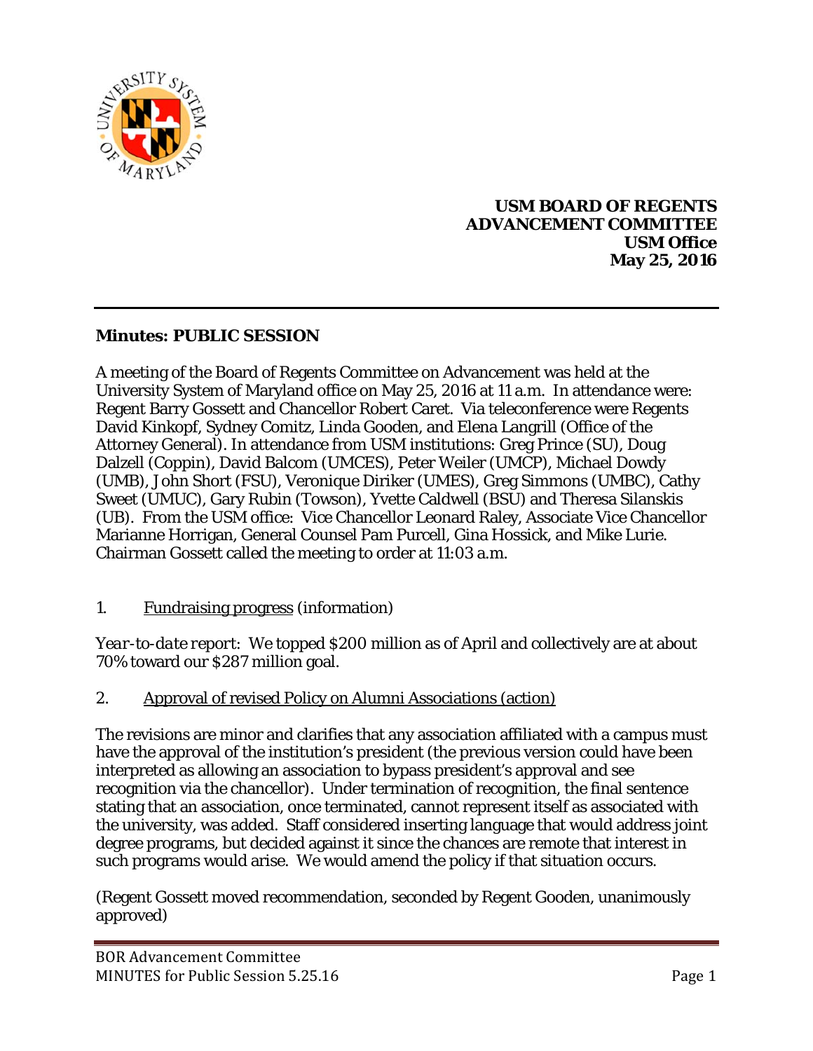**USM BOARD OF REGENTS**
**ADVANCEMENT COMMITTEE**
**USM Office**
**May 25, 2016**

---

**Minutes: PUBLIC SESSION**

A meeting of the Board of Regents Committee on Advancement was held at the University System of Maryland office on May 25, 2016 at 11 a.m. In attendance were: Regent Barry Gossett and Chancellor Robert Caret. Via teleconference were Regents David Kinkopf, Sydney Comitz, Linda Gooden, and Elena Langrill (Office of the Attorney General). In attendance from USM institutions: Greg Prince (SU), Doug Dalzell (Coppin), David Balcom (UMCES), Peter Weiler (UMCP), Michael Dowdy (UMB), John Short (FSU), Veronique Diriker (UMES), Greg Simmons (UMBC), Cathy Sweet (UMUC), Gary Rubin (Towson), Yvette Caldwell (BSU) and Theresa Silanskis (UB). From the USM office: Vice Chancellor Leonard Raley, Associate Vice Chancellor Marianne Horrigan, General Counsel Pam Purcell, Gina Hossick, and Mike Lurie. Chairman Gossett called the meeting to order at 11:03 a.m.

1. Fundraising progress (information)

*Year-to-date report*: We topped $200 million as of April and collectively are at about 70% toward our $287 million goal.

2. Approval of revised Policy on Alumni Associations (action)

The revisions are minor and clarifies that any association affiliated with a campus must have the approval of the institution's president (the previous version could have been interpreted as allowing an association to bypass president's approval and see recognition via the chancellor). Under termination of recognition, the final sentence stating that an association, once terminated, cannot represent itself as associated with the university, was added. Staff considered inserting language that would address joint degree programs, but decided against it since the chances are remote that interest in such programs would arise. We would amend the policy if that situation occurs.

(Regent Gossett moved recommendation, seconded by Regent Gooden, unanimously approved)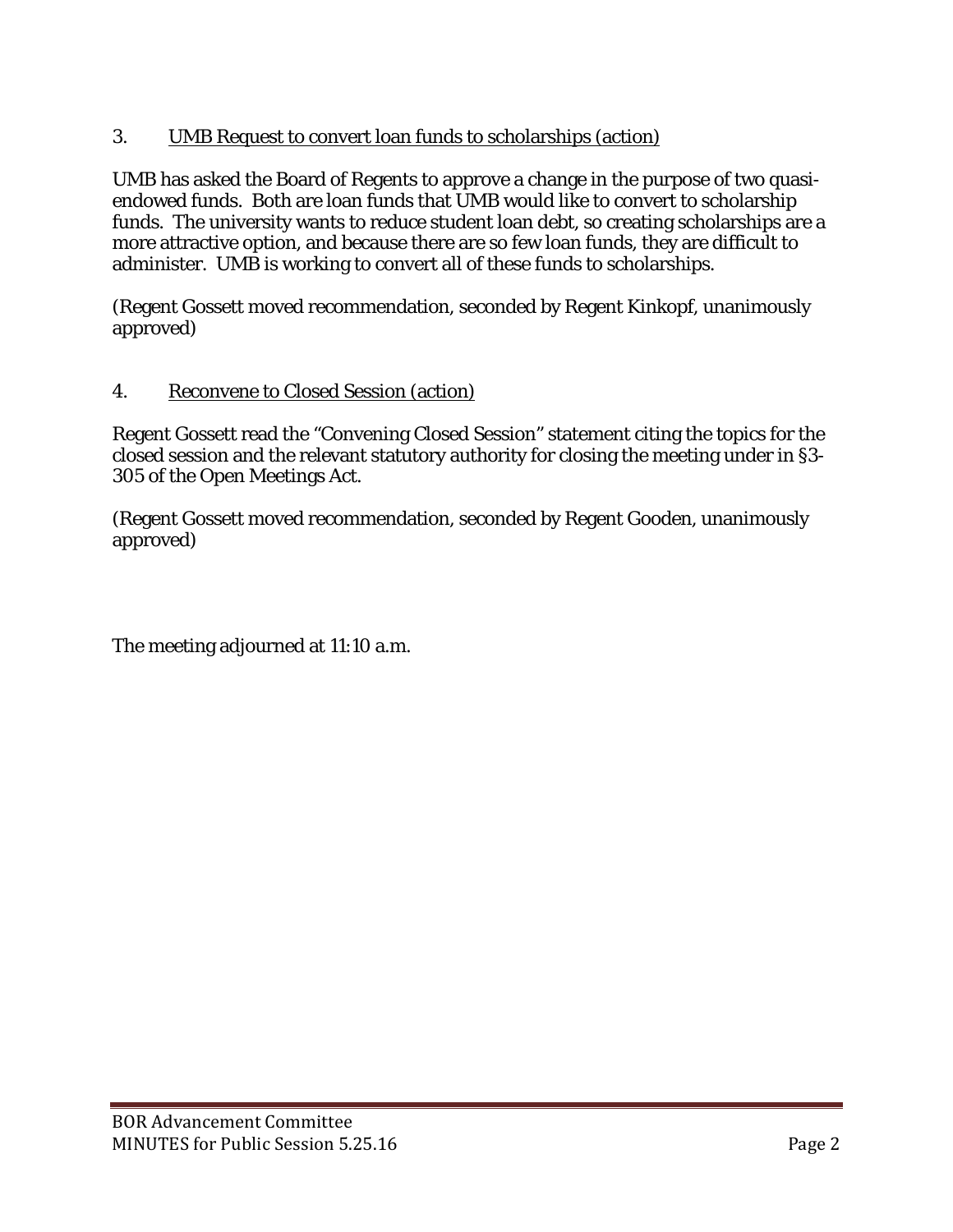3. <u>UMB Request to convert loan funds to scholarships (action)</u>

UMB has asked the Board of Regents to approve a change in the purpose of two quasi-endowed funds. Both are loan funds that UMB would like to convert to scholarship funds. The university wants to reduce student loan debt, so creating scholarships are a more attractive option, and because there are so few loan funds, they are difficult to administer. UMB is working to convert all of these funds to scholarships.

(Regent Gossett moved recommendation, seconded by Regent Kinkopf, unanimously approved)

4. <u>Reconvene to Closed Session (action)</u>

Regent Gossett read the "Convening Closed Session" statement citing the topics for the closed session and the relevant statutory authority for closing the meeting under in §3-305 of the Open Meetings Act.

(Regent Gossett moved recommendation, seconded by Regent Gooden, unanimously approved)

The meeting adjourned at 11:10 a.m.